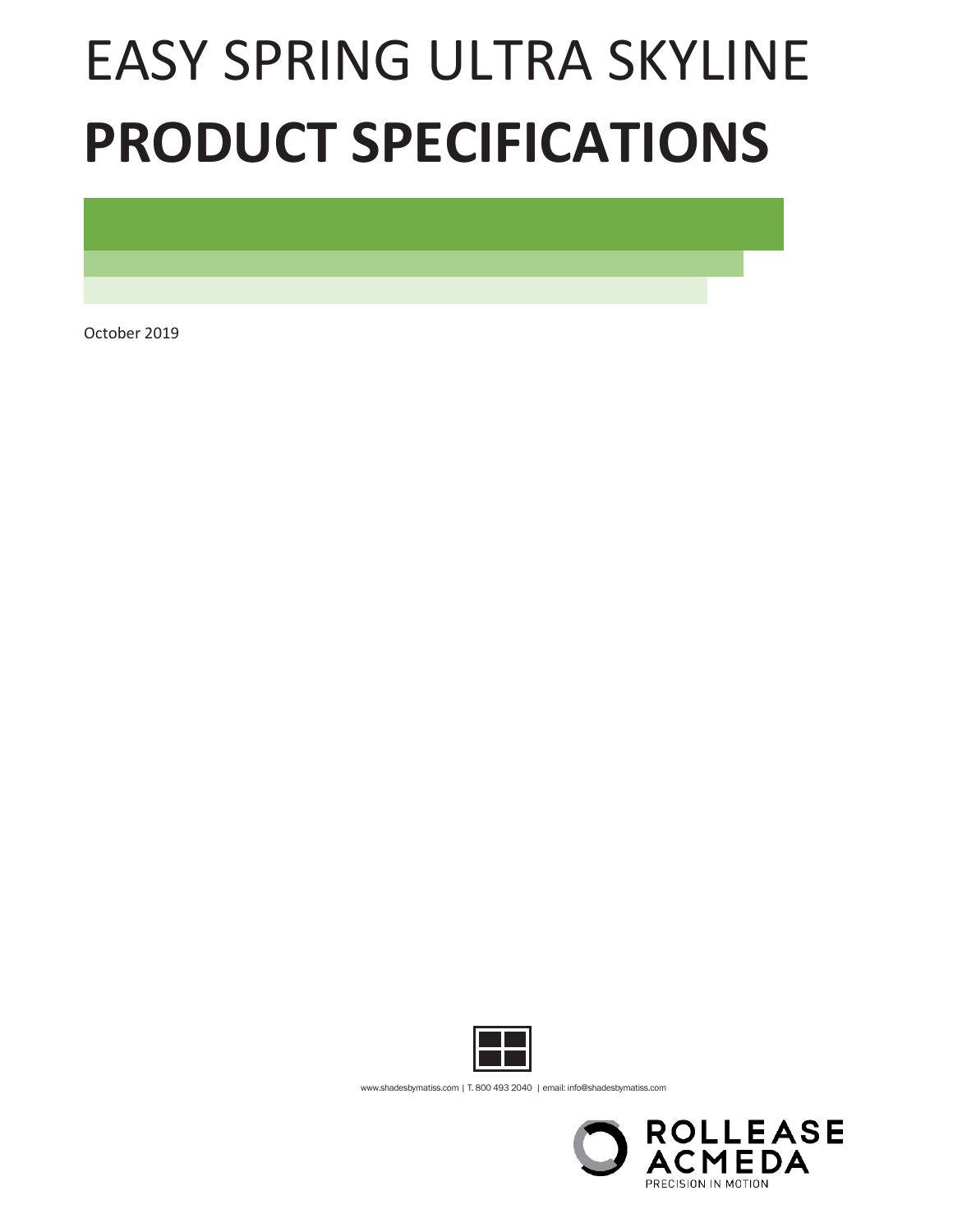# EASY SPRING ULTRA SKYLINE
# **PRODUCT SPECIFICATIONS**

October 2019

www.shadesbymatiss.com | T. 800 493 2040 | email: info@shadesbymatiss.com

ROLLEASE ACMEDA
PRECISION IN MOTION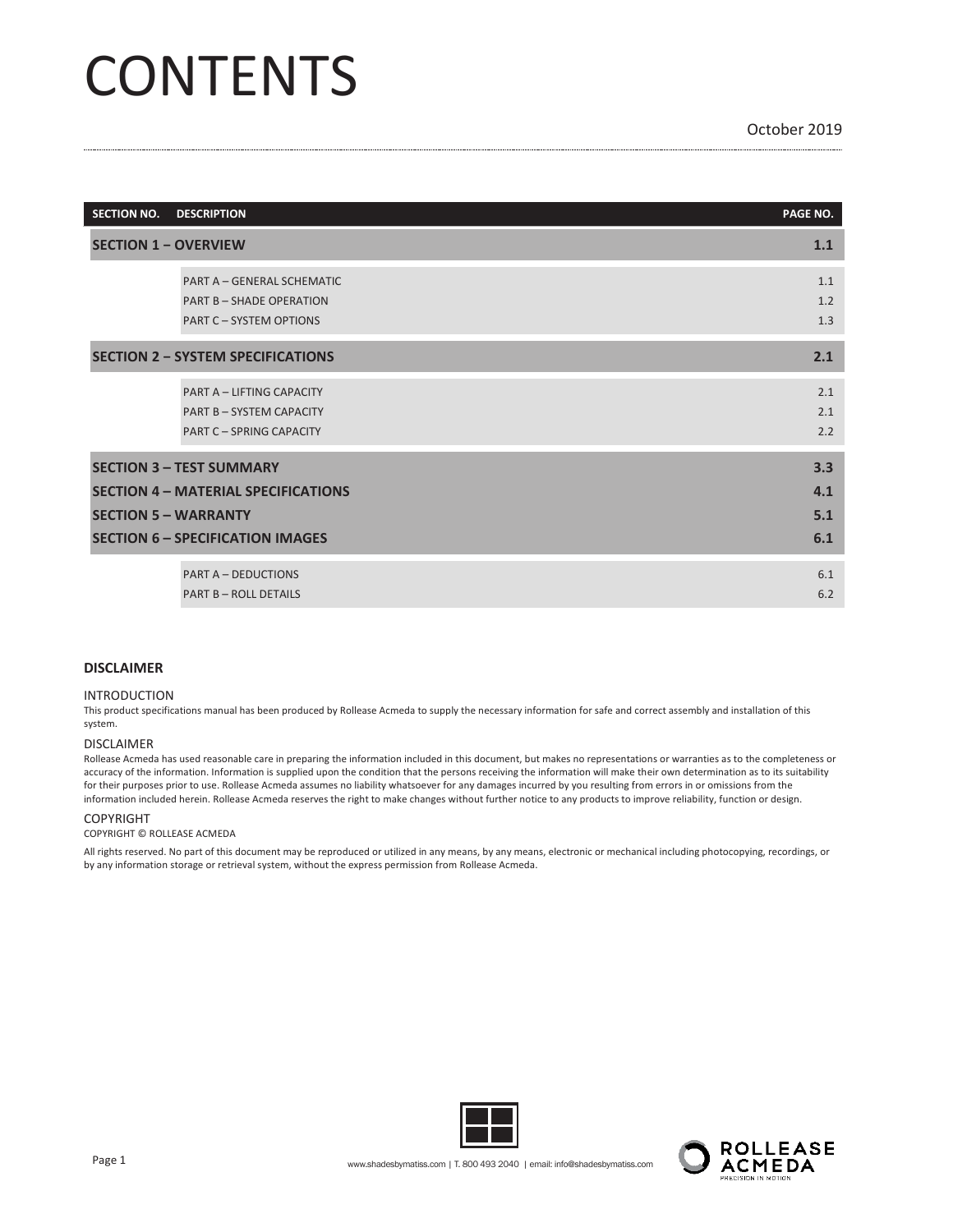# CONTENTS

October 2019

| SECTION NO. | DESCRIPTION | PAGE NO. |
|---|---|---|
| **SECTION 1 – OVERVIEW** | | **1.1** |
| | PART A – GENERAL SCHEMATIC | 1.1 |
| | PART B – SHADE OPERATION | 1.2 |
| | PART C – SYSTEM OPTIONS | 1.3 |
| **SECTION 2 – SYSTEM SPECIFICATIONS** | | **2.1** |
| | PART A – LIFTING CAPACITY | 2.1 |
| | PART B – SYSTEM CAPACITY | 2.1 |
| | PART C – SPRING CAPACITY | 2.2 |
| **SECTION 3 – TEST SUMMARY** | | **3.3** |
| **SECTION 4 – MATERIAL SPECIFICATIONS** | | **4.1** |
| **SECTION 5 – WARRANTY** | | **5.1** |
| **SECTION 6 – SPECIFICATION IMAGES** | | **6.1** |
| | PART A – DEDUCTIONS | 6.1 |
| | PART B – ROLL DETAILS | 6.2 |

**DISCLAIMER**

INTRODUCTION

This product specifications manual has been produced by Rollease Acmeda to supply the necessary information for safe and correct assembly and installation of this system.

DISCLAIMER

Rollease Acmeda has used reasonable care in preparing the information included in this document, but makes no representations or warranties as to the completeness or accuracy of the information. Information is supplied upon the condition that the persons receiving the information will make their own determination as to its suitability for their purposes prior to use. Rollease Acmeda assumes no liability whatsoever for any damages incurred by you resulting from errors in or omissions from the information included herein. Rollease Acmeda reserves the right to make changes without further notice to any products to improve reliability, function or design.

COPYRIGHT

COPYRIGHT © ROLLEASE ACMEDA

All rights reserved. No part of this document may be reproduced or utilized in any means, by any means, electronic or mechanical including photocopying, recordings, or by any information storage or retrieval system, without the express permission from Rollease Acmeda.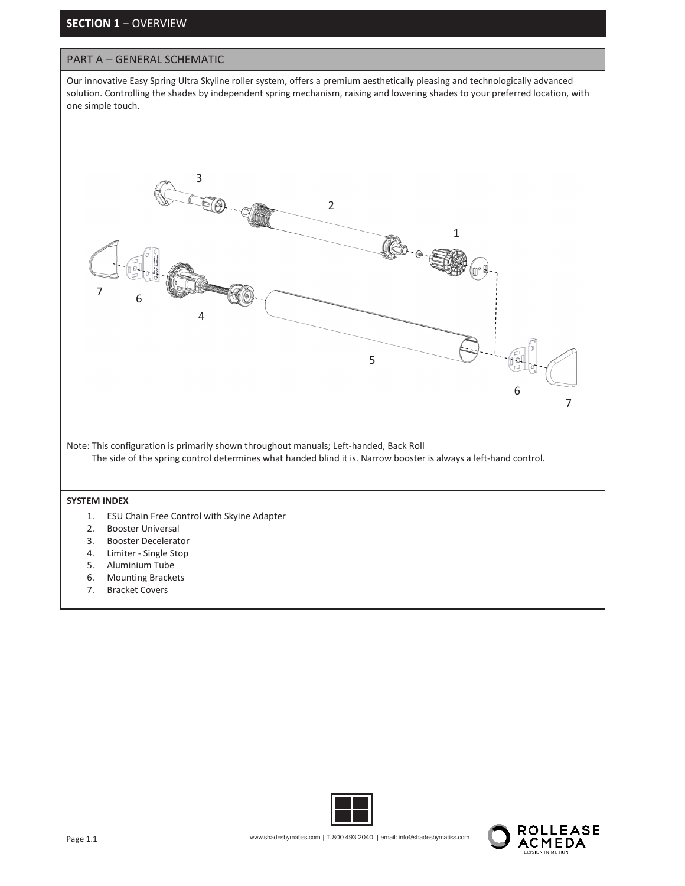## SECTION 1 – OVERVIEW

### PART A – GENERAL SCHEMATIC

Our innovative Easy Spring Ultra Skyline roller system, offers a premium aesthetically pleasing and technologically advanced solution. Controlling the shades by independent spring mechanism, raising and lowering shades to your preferred location, with one simple touch.

Note: This configuration is primarily shown throughout manuals; Left-handed, Back Roll
The side of the spring control determines what handed blind it is. Narrow booster is always a left-hand control.

**SYSTEM INDEX**

1. ESU Chain Free Control with Skyine Adapter
2. Booster Universal
3. Booster Decelerator
4. Limiter - Single Stop
5. Aluminium Tube
6. Mounting Brackets
7. Bracket Covers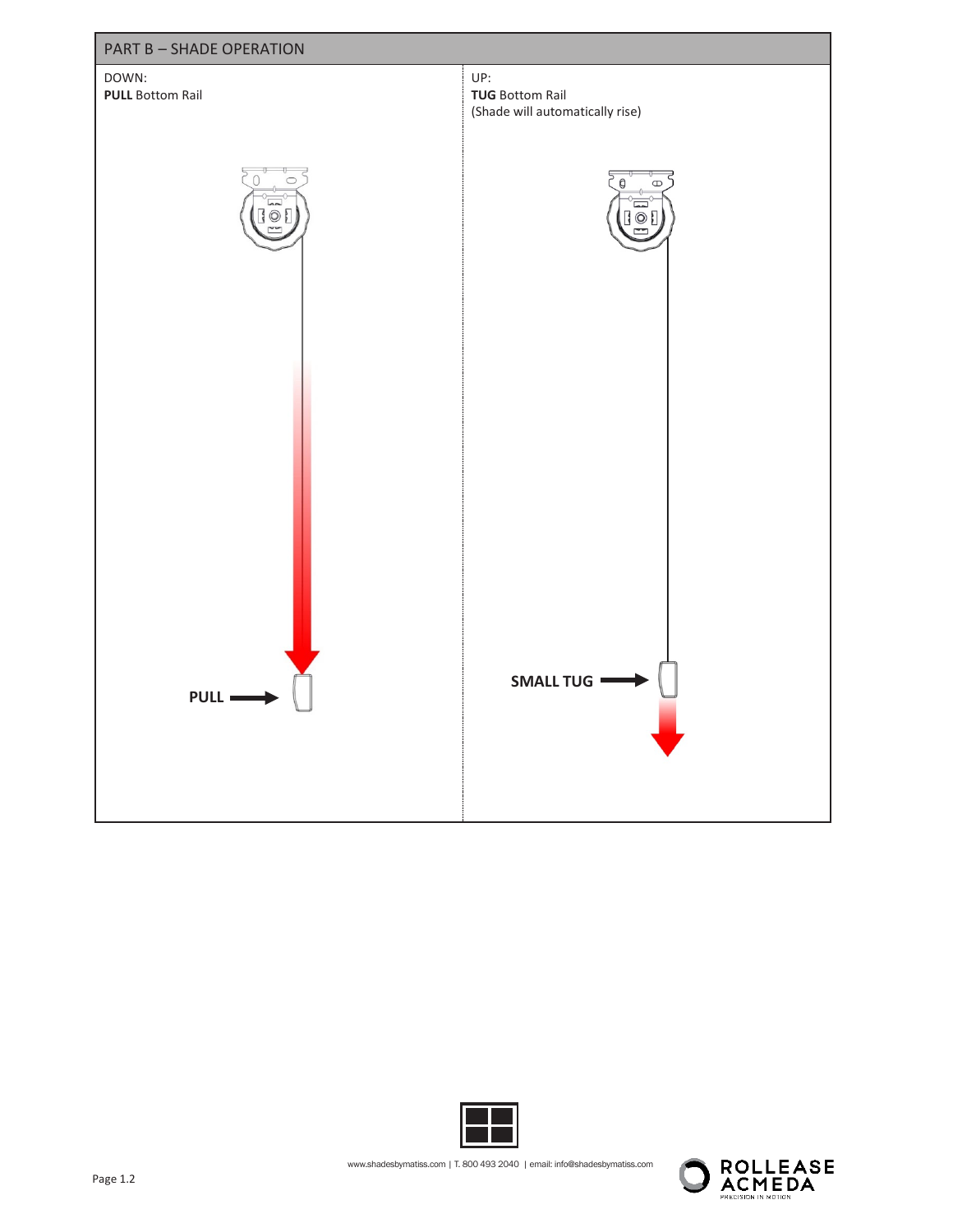## PART B – SHADE OPERATION

| DOWN: | UP: |
| --- | --- |
| **PULL** Bottom Rail | **TUG** Bottom Rail<br>(Shade will automatically rise) |

PULL

SMALL TUG

www.shadesbymatiss.com | T. 800 493 2040 | email: info@shadesbymatiss.com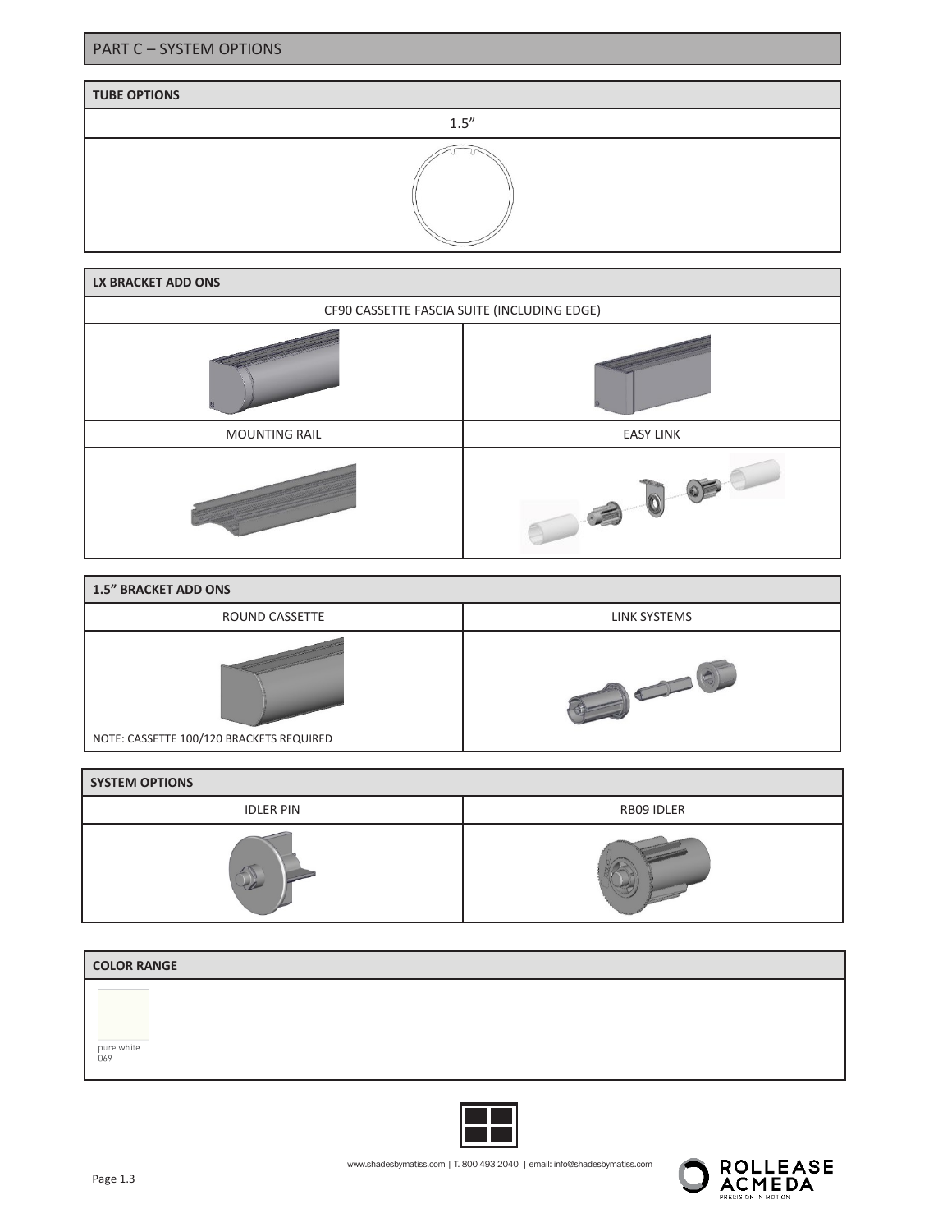## PART C – SYSTEM OPTIONS

| TUBE OPTIONS |
|---|
| 1.5" |

| LX BRACKET ADD ONS | |
|---|---|
| CF90 CASSETTE FASCIA SUITE (INCLUDING EDGE) | |
| MOUNTING RAIL | EASY LINK |

| 1.5" BRACKET ADD ONS | |
|---|---|
| ROUND CASSETTE | LINK SYSTEMS |
| NOTE: CASSETTE 100/120 BRACKETS REQUIRED | |

| SYSTEM OPTIONS | |
|---|---|
| IDLER PIN | RB09 IDLER |

| COLOR RANGE |
|---|
| pure white 069 |

www.shadesbymatiss.com | T. 800 493 2040 | email: info@shadesbymatiss.com

ROLLEASE ACMEDA PRECISION IN MOTION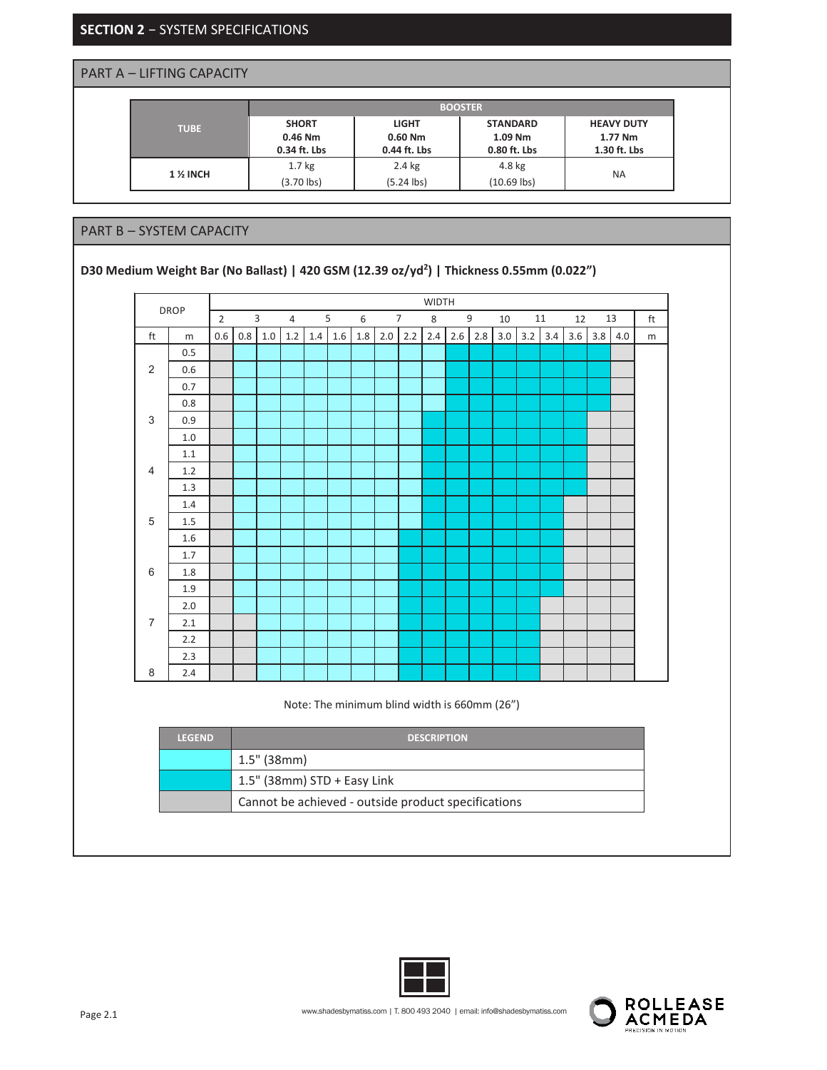## SECTION 2 – SYSTEM SPECIFICATIONS

### PART A – LIFTING CAPACITY

| TUBE | BOOSTER | | | |
|---|---|---|---|---|
| | **SHORT**<br>**0.46 Nm**<br>**0.34 ft. Lbs** | **LIGHT**<br>**0.60 Nm**<br>**0.44 ft. Lbs** | **STANDARD**<br>**1.09 Nm**<br>**0.80 ft. Lbs** | **HEAVY DUTY**<br>**1.77 Nm**<br>**1.30 ft. Lbs** |
| **1 ½ INCH** | 1.7 kg<br>(3.70 lbs) | 2.4 kg<br>(5.24 lbs) | 4.8 kg<br>(10.69 lbs) | NA |

### PART B – SYSTEM CAPACITY

**D30 Medium Weight Bar (No Ballast) | 420 GSM (12.39 oz/yd²) | Thickness 0.55mm (0.022")**

Chart key (from legend colours): A = 1.5" (38mm); B = 1.5" (38mm) STD + Easy Link; X = Cannot be achieved - outside product specifications

| DROP | | WIDTH | | | | | | | | | | | | | | | | | |
|---|---|---|---|---|---|---|---|---|---|---|---|---|---|---|---|---|---|---|---|
| | | 2 | 3 | | 4 | | 5 | 6 | | 7 | 8 | | 9 | 10 | 11 | | 12 | 13 | ft |
| ft | m | 0.6 | 0.8 | 1.0 | 1.2 | 1.4 | 1.6 | 1.8 | 2.0 | 2.2 | 2.4 | 2.6 | 2.8 | 3.0 | 3.2 | 3.4 | 3.6 | 3.8 | 4.0 |
| | 0.5 | X | A | A | A | A | A | A | A | A | A | B | B | B | B | B | B | B | X |
| 2 | 0.6 | X | A | A | A | A | A | A | A | A | A | B | B | B | B | B | B | B | X |
| | 0.7 | X | A | A | A | A | A | A | A | A | A | B | B | B | B | B | B | B | X |
| | 0.8 | X | A | A | A | A | A | A | A | A | A | B | B | B | B | B | B | B | X |
| 3 | 0.9 | X | A | A | A | A | A | A | A | A | B | B | B | B | B | B | B | X | X |
| | 1.0 | X | A | A | A | A | A | A | A | A | B | B | B | B | B | B | B | X | X |
| | 1.1 | X | A | A | A | A | A | A | A | A | B | B | B | B | B | B | B | X | X |
| 4 | 1.2 | X | A | A | A | A | A | A | A | A | B | B | B | B | B | B | B | X | X |
| | 1.3 | X | A | A | A | A | A | A | A | A | B | B | B | B | B | B | B | X | X |
| | 1.4 | X | A | A | A | A | A | A | A | A | B | B | B | B | B | B | X | X | X |
| 5 | 1.5 | X | A | A | A | A | A | A | A | A | B | B | B | B | B | B | X | X | X |
| | 1.6 | X | A | A | A | A | A | A | A | B | B | B | B | B | B | B | X | X | X |
| | 1.7 | X | A | A | A | A | A | A | A | B | B | B | B | B | B | B | X | X | X |
| 6 | 1.8 | X | A | A | A | A | A | A | A | B | B | B | B | B | B | B | X | X | X |
| | 1.9 | X | A | A | A | A | A | A | A | B | B | B | B | B | B | B | X | X | X |
| | 2.0 | X | A | A | A | A | A | A | A | B | B | B | B | B | B | X | X | X | X |
| 7 | 2.1 | X | X | A | A | A | A | A | A | B | B | B | B | B | B | X | X | X | X |
| | 2.2 | X | X | A | A | A | A | A | A | B | B | B | B | B | B | X | X | X | X |
| | 2.3 | X | X | A | A | A | A | A | A | B | B | B | B | B | B | X | X | X | X |
| 8 | 2.4 | X | X | A | A | A | A | A | A | B | B | B | B | B | B | X | X | X | X |

Note: The minimum blind width is 660mm (26")

| LEGEND | DESCRIPTION |
|---|---|
| A | 1.5" (38mm) |
| B | 1.5" (38mm) STD + Easy Link |
| X | Cannot be achieved - outside product specifications |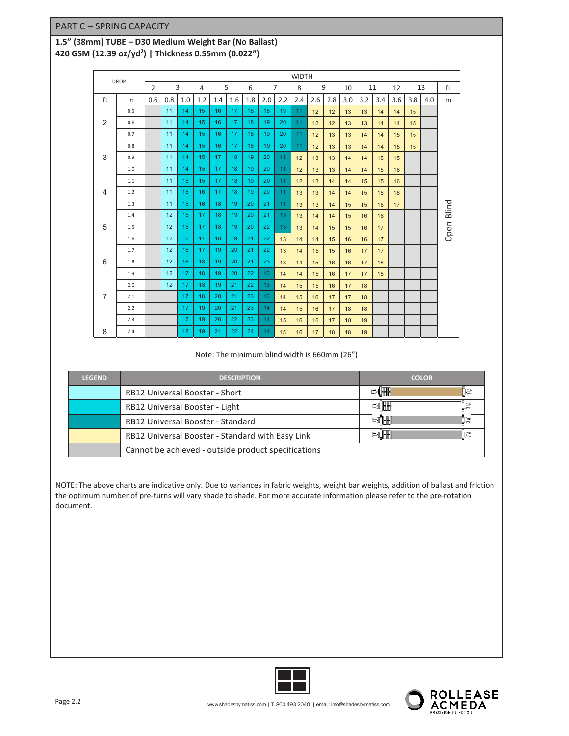## PART C – SPRING CAPACITY

### 1.5" (38mm) TUBE – D30 Medium Weight Bar (No Ballast)
### 420 GSM (12.39 oz/yd$^2$) | Thickness 0.55mm (0.022")

| DROP | | WIDTH | | | | | | | | | | | | | | | | | |
|---|---|---|---|---|---|---|---|---|---|---|---|---|---|---|---|---|---|---|---|
| | | 2 | | 3 | 4 | | 5 | 6 | | 7 | 8 | | 9 | 10 | | 11 | 12 | | 13 |
| ft | m | 0.6 | 0.8 | 1.0 | 1.2 | 1.4 | 1.6 | 1.8 | 2.0 | 2.2 | 2.4 | 2.6 | 2.8 | 3.0 | 3.2 | 3.4 | 3.6 | 3.8 | 4.0 |
| | 0.5 | | 11 | 14 | 15 | 16 | 17 | 18 | 18 | 19 | 11 | 12 | 12 | 13 | 13 | 14 | 14 | 15 | |
| 2 | 0.6 | | 11 | 14 | 15 | 16 | 17 | 18 | 19 | 20 | 11 | 12 | 12 | 13 | 13 | 14 | 14 | 15 | |
| | 0.7 | | 11 | 14 | 15 | 16 | 17 | 18 | 19 | 20 | 11 | 12 | 13 | 13 | 14 | 14 | 15 | 15 | |
| | 0.8 | | 11 | 14 | 15 | 16 | 17 | 18 | 19 | 20 | 11 | 12 | 13 | 13 | 14 | 14 | 15 | 15 | |
| 3 | 0.9 | | 11 | 14 | 15 | 17 | 18 | 19 | 20 | 11 | 12 | 13 | 13 | 14 | 14 | 15 | 15 | | |
| | 1.0 | | 11 | 14 | 15 | 17 | 18 | 19 | 20 | 11 | 12 | 13 | 13 | 14 | 14 | 15 | 16 | | |
| | 1.1 | | 11 | 15 | 15 | 17 | 18 | 19 | 20 | 11 | 12 | 13 | 14 | 14 | 15 | 15 | 16 | | |
| 4 | 1.2 | | 11 | 15 | 16 | 17 | 18 | 19 | 20 | 11 | 13 | 13 | 14 | 14 | 15 | 16 | 16 | | |
| | 1.3 | | 11 | 15 | 16 | 18 | 19 | 20 | 21 | 11 | 13 | 13 | 14 | 15 | 15 | 16 | 17 | | |
| | 1.4 | | 12 | 15 | 17 | 18 | 19 | 20 | 21 | 13 | 13 | 14 | 14 | 15 | 16 | 16 | | | |
| 5 | 1.5 | | 12 | 15 | 17 | 18 | 19 | 20 | 22 | 13 | 13 | 14 | 15 | 15 | 16 | 17 | | | |
| | 1.6 | | 12 | 16 | 17 | 18 | 19 | 21 | 22 | 13 | 14 | 14 | 15 | 16 | 16 | 17 | | | |
| | 1.7 | | 12 | 16 | 17 | 19 | 20 | 21 | 22 | 13 | 14 | 15 | 15 | 16 | 17 | 17 | | | |
| 6 | 1.8 | | 12 | 16 | 18 | 19 | 20 | 21 | 23 | 13 | 14 | 15 | 16 | 16 | 17 | 18 | | | |
| | 1.9 | | 12 | 17 | 18 | 19 | 20 | 22 | 13 | 14 | 14 | 15 | 16 | 17 | 17 | 18 | | | |
| | 2.0 | | 12 | 17 | 18 | 19 | 21 | 22 | 13 | 14 | 15 | 15 | 16 | 17 | 18 | | | | |
| 7 | 2.1 | | | 17 | 18 | 20 | 21 | 23 | 13 | 14 | 15 | 16 | 17 | 17 | 18 | | | | |
| | 2.2 | | | 17 | 19 | 20 | 21 | 23 | 14 | 14 | 15 | 16 | 17 | 18 | 18 | | | | |
| | 2.3 | | | 17 | 19 | 20 | 22 | 23 | 14 | 15 | 16 | 16 | 17 | 18 | 19 | | | | |
| 8 | 2.4 | | | 18 | 19 | 21 | 22 | 24 | 14 | 15 | 16 | 17 | 18 | 18 | 19 | | | | |

Open Blind

Note: The minimum blind width is 660mm (26")

| LEGEND | DESCRIPTION | COLOR |
|---|---|---|
| (light cyan) | RB12 Universal Booster - Short | |
| (cyan) | RB12 Universal Booster - Light | |
| (dark teal) | RB12 Universal Booster - Standard | |
| (light yellow) | RB12 Universal Booster - Standard with Easy Link | |
| (grey) | Cannot be achieved - outside product specifications | |

NOTE: The above charts are indicative only. Due to variances in fabric weights, weight bar weights, addition of ballast and friction the optimum number of pre-turns will vary shade to shade. For more accurate information please refer to the pre-rotation document.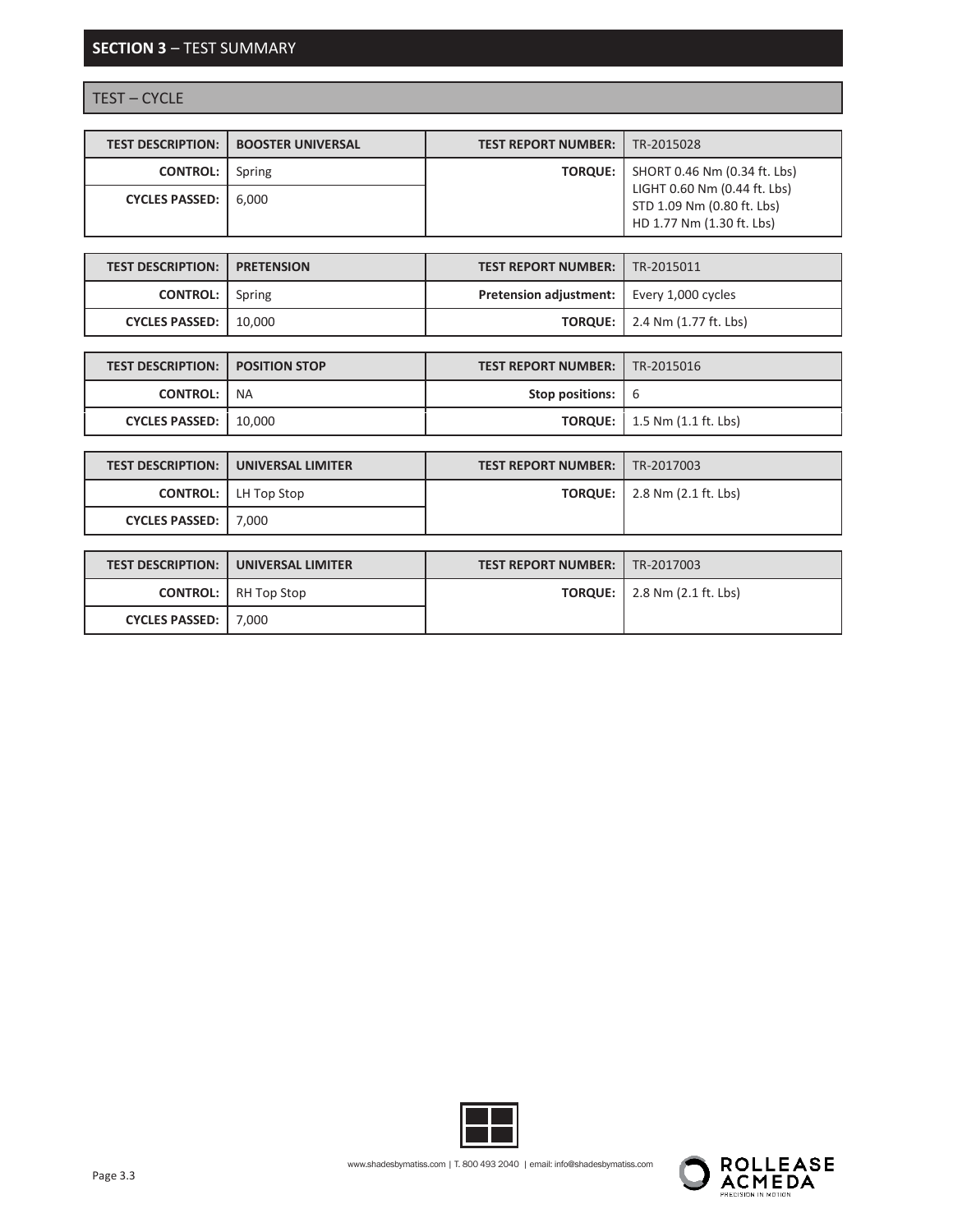## SECTION 3 – TEST SUMMARY

### TEST – CYCLE

| TEST DESCRIPTION: | BOOSTER UNIVERSAL | TEST REPORT NUMBER: | TR-2015028 |
|---|---|---|---|
| CONTROL: | Spring | TORQUE: | SHORT 0.46 Nm (0.34 ft. Lbs)<br>LIGHT 0.60 Nm (0.44 ft. Lbs)<br>STD 1.09 Nm (0.80 ft. Lbs)<br>HD 1.77 Nm (1.30 ft. Lbs) |
| CYCLES PASSED: | 6,000 | | |

| TEST DESCRIPTION: | PRETENSION | TEST REPORT NUMBER: | TR-2015011 |
|---|---|---|---|
| CONTROL: | Spring | Pretension adjustment: | Every 1,000 cycles |
| CYCLES PASSED: | 10,000 | TORQUE: | 2.4 Nm (1.77 ft. Lbs) |

| TEST DESCRIPTION: | POSITION STOP | TEST REPORT NUMBER: | TR-2015016 |
|---|---|---|---|
| CONTROL: | NA | Stop positions: | 6 |
| CYCLES PASSED: | 10,000 | TORQUE: | 1.5 Nm (1.1 ft. Lbs) |

| TEST DESCRIPTION: | UNIVERSAL LIMITER | TEST REPORT NUMBER: | TR-2017003 |
|---|---|---|---|
| CONTROL: | LH Top Stop | TORQUE: | 2.8 Nm (2.1 ft. Lbs) |
| CYCLES PASSED: | 7,000 | | |

| TEST DESCRIPTION: | UNIVERSAL LIMITER | TEST REPORT NUMBER: | TR-2017003 |
|---|---|---|---|
| CONTROL: | RH Top Stop | TORQUE: | 2.8 Nm (2.1 ft. Lbs) |
| CYCLES PASSED: | 7,000 | | |

www.shadesbymatiss.com | T. 800 493 2040 | email: info@shadesbymatiss.com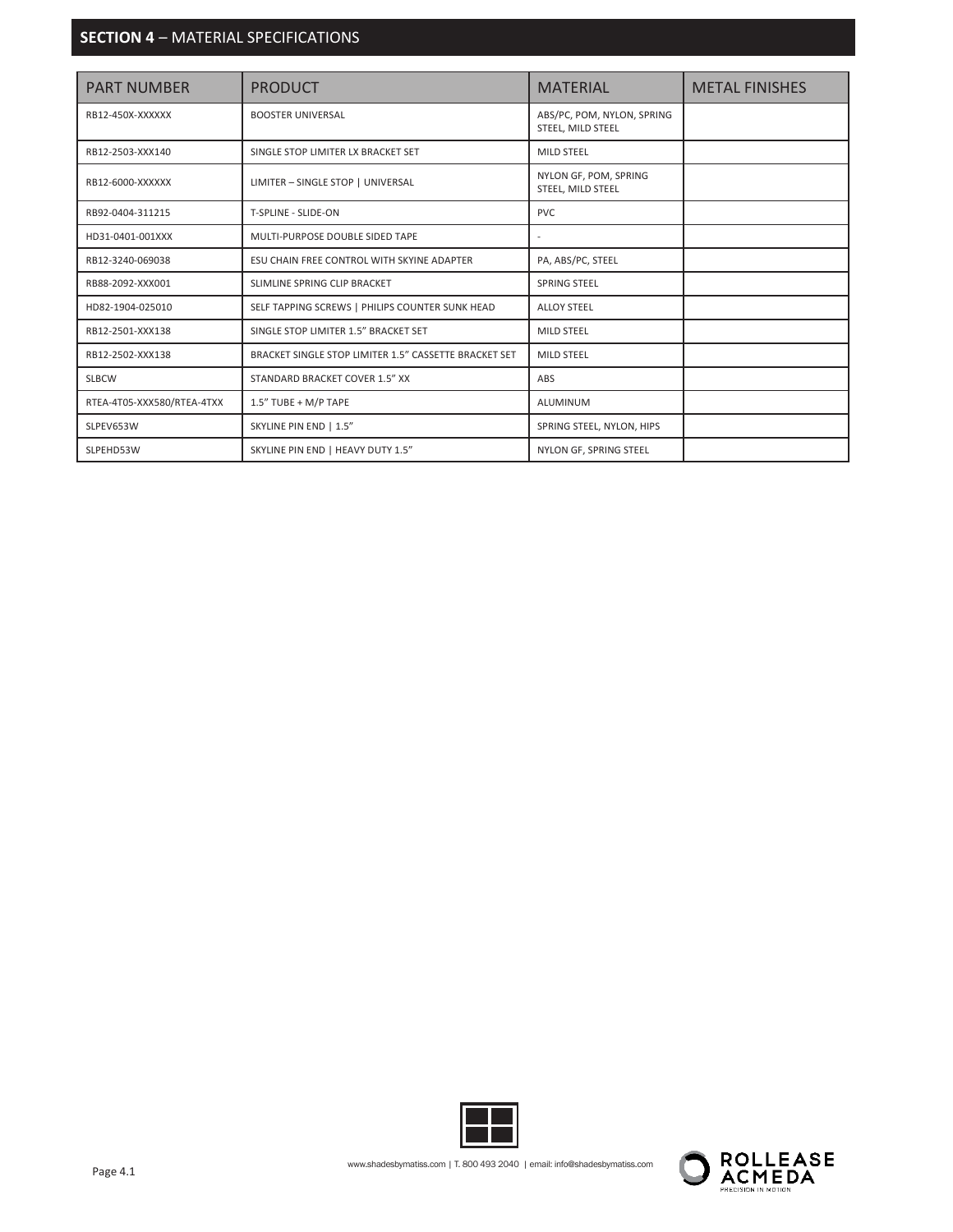## **SECTION 4** – MATERIAL SPECIFICATIONS

| PART NUMBER | PRODUCT | MATERIAL | METAL FINISHES |
|---|---|---|---|
| RB12-450X-XXXXXX | BOOSTER UNIVERSAL | ABS/PC, POM, NYLON, SPRING STEEL, MILD STEEL | |
| RB12-2503-XXX140 | SINGLE STOP LIMITER LX BRACKET SET | MILD STEEL | |
| RB12-6000-XXXXXX | LIMITER – SINGLE STOP \| UNIVERSAL | NYLON GF, POM, SPRING STEEL, MILD STEEL | |
| RB92-0404-311215 | T-SPLINE - SLIDE-ON | PVC | |
| HD31-0401-001XXX | MULTI-PURPOSE DOUBLE SIDED TAPE | - | |
| RB12-3240-069038 | ESU CHAIN FREE CONTROL WITH SKYINE ADAPTER | PA, ABS/PC, STEEL | |
| RB88-2092-XXX001 | SLIMLINE SPRING CLIP BRACKET | SPRING STEEL | |
| HD82-1904-025010 | SELF TAPPING SCREWS \| PHILIPS COUNTER SUNK HEAD | ALLOY STEEL | |
| RB12-2501-XXX138 | SINGLE STOP LIMITER 1.5" BRACKET SET | MILD STEEL | |
| RB12-2502-XXX138 | BRACKET SINGLE STOP LIMITER 1.5" CASSETTE BRACKET SET | MILD STEEL | |
| SLBCW | STANDARD BRACKET COVER 1.5" XX | ABS | |
| RTEA-4T05-XXX580/RTEA-4TXX | 1.5" TUBE + M/P TAPE | ALUMINUM | |
| SLPEV653W | SKYLINE PIN END \| 1.5" | SPRING STEEL, NYLON, HIPS | |
| SLPEHD53W | SKYLINE PIN END \| HEAVY DUTY 1.5" | NYLON GF, SPRING STEEL | |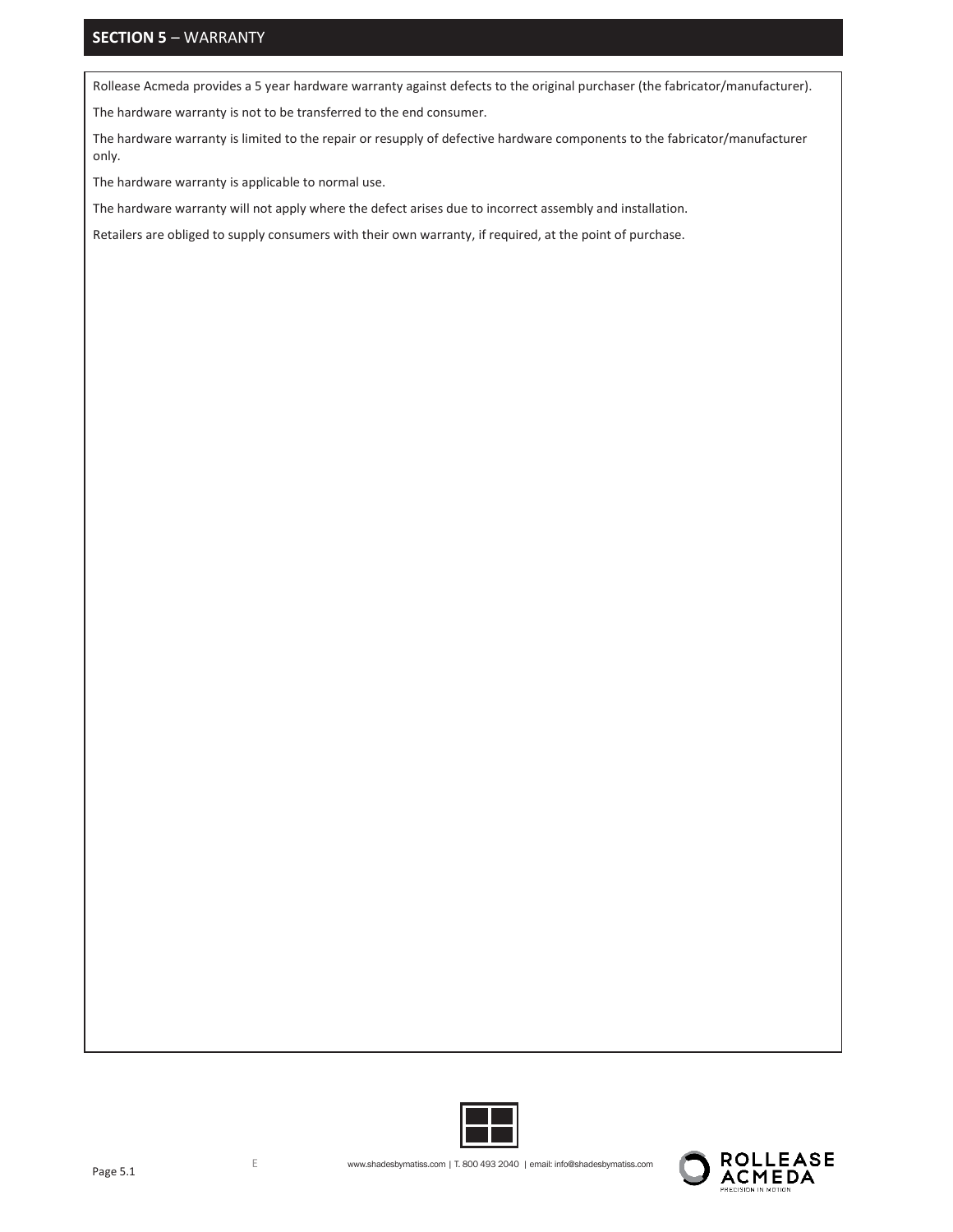## SECTION 5 – WARRANTY

Rollease Acmeda provides a 5 year hardware warranty against defects to the original purchaser (the fabricator/manufacturer).

The hardware warranty is not to be transferred to the end consumer.

The hardware warranty is limited to the repair or resupply of defective hardware components to the fabricator/manufacturer only.

The hardware warranty is applicable to normal use.

The hardware warranty will not apply where the defect arises due to incorrect assembly and installation.

Retailers are obliged to supply consumers with their own warranty, if required, at the point of purchase.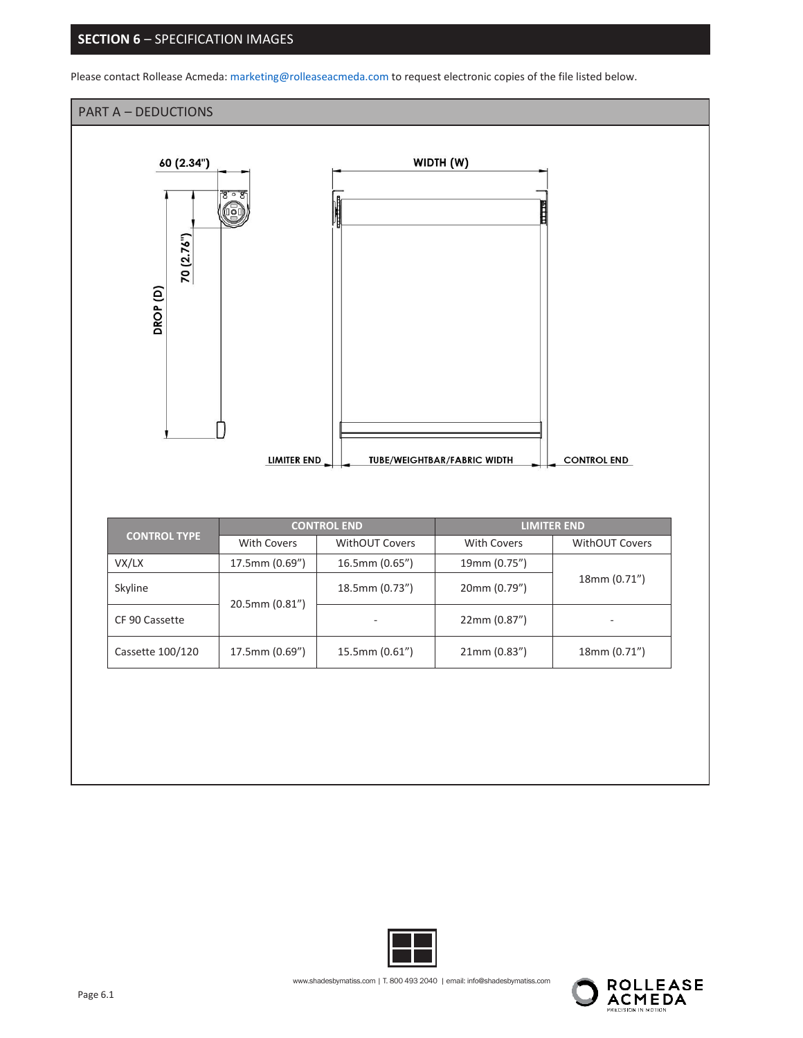## SECTION 6 – SPECIFICATION IMAGES

Please contact Rollease Acmeda: marketing@rolleaseacmeda.com to request electronic copies of the file listed below.

### PART A – DEDUCTIONS

60 (2.34")

70 (2.76")

DROP (D)

WIDTH (W)

LIMITER END

TUBE/WEIGHTBAR/FABRIC WIDTH

CONTROL END

| CONTROL TYPE | CONTROL END | | LIMITER END | |
|---|---|---|---|---|
| | With Covers | WithOUT Covers | With Covers | WithOUT Covers |
| VX/LX | 17.5mm (0.69") | 16.5mm (0.65") | 19mm (0.75") | 18mm (0.71") |
| Skyline | 20.5mm (0.81") | 18.5mm (0.73") | 20mm (0.79") | |
| CF 90 Cassette | | - | 22mm (0.87") | - |
| Cassette 100/120 | 17.5mm (0.69") | 15.5mm (0.61") | 21mm (0.83") | 18mm (0.71") |

www.shadesbymatiss.com | T. 800 493 2040 | email: info@shadesbymatiss.com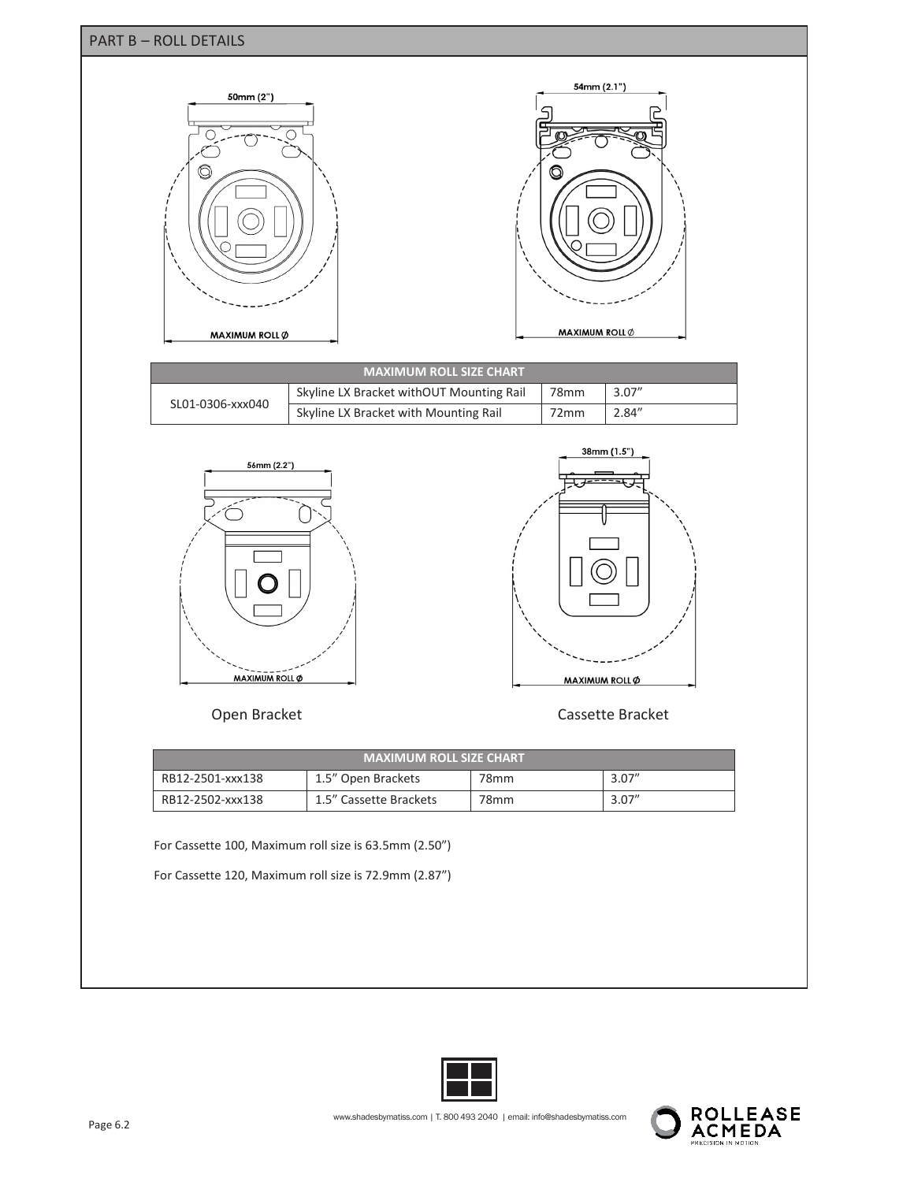## PART B – ROLL DETAILS

50mm (2")

MAXIMUM ROLL Ø

54mm (2.1")

MAXIMUM ROLL Ø

| MAXIMUM ROLL SIZE CHART | | | |
|---|---|---|---|
| SL01-0306-xxx040 | Skyline LX Bracket withOUT Mounting Rail | 78mm | 3.07" |
| | Skyline LX Bracket with Mounting Rail | 72mm | 2.84" |

56mm (2.2")

MAXIMUM ROLL Ø

Open Bracket

38mm (1.5")

MAXIMUM ROLL Ø

Cassette Bracket

| MAXIMUM ROLL SIZE CHART | | | |
|---|---|---|---|
| RB12-2501-xxx138 | 1.5" Open Brackets | 78mm | 3.07" |
| RB12-2502-xxx138 | 1.5" Cassette Brackets | 78mm | 3.07" |

For Cassette 100, Maximum roll size is 63.5mm (2.50")

For Cassette 120, Maximum roll size is 72.9mm (2.87")

www.shadesbymatiss.com | T. 800 493 2040 | email: info@shadesbymatiss.com

ROLLEASE ACMEDA PRECISION IN MOTION